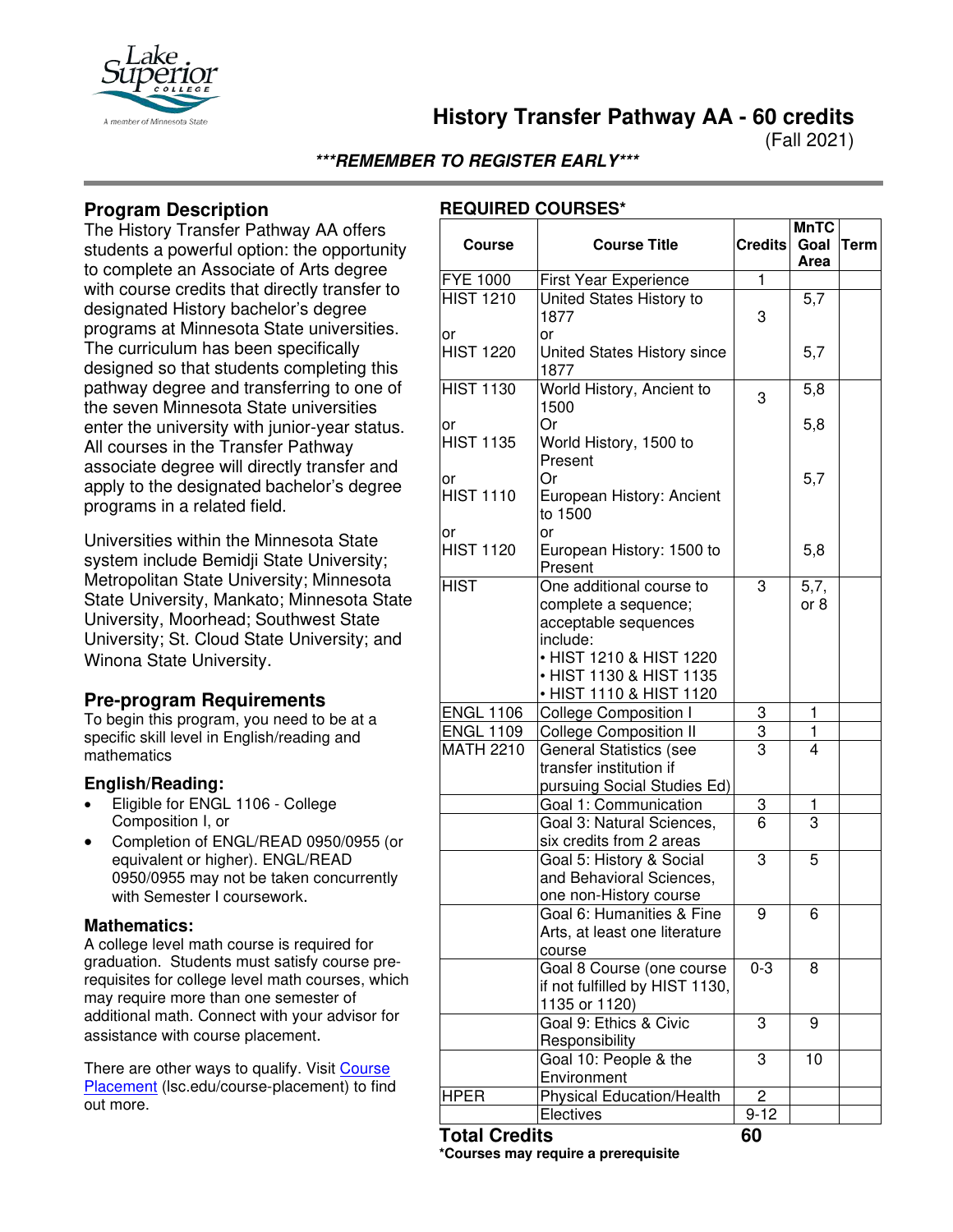# History Transfer Pathway AA - 60 credits

(Fall 2021)

***REMEMBER TO REGISTER EARLY***

## Program Description

The History Transfer Pathway AA offers students a powerful option: the opportunity to complete an Associate of Arts degree with course credits that directly transfer to designated History bachelor's degree programs at Minnesota State universities. The curriculum has been specifically designed so that students completing this pathway degree and transferring to one of the seven Minnesota State universities enter the university with junior-year status. All courses in the Transfer Pathway associate degree will directly transfer and apply to the designated bachelor's degree programs in a related field.

Universities within the Minnesota State system include Bemidji State University; Metropolitan State University; Minnesota State University, Mankato; Minnesota State University, Moorhead; Southwest State University; St. Cloud State University; and Winona State University.

## Pre-program Requirements

To begin this program, you need to be at a specific skill level in English/reading and mathematics

### English/Reading:

- Eligible for ENGL 1106 - College Composition I, or
- Completion of ENGL/READ 0950/0955 (or equivalent or higher). ENGL/READ 0950/0955 may not be taken concurrently with Semester I coursework.

### Mathematics:

A college level math course is required for graduation. Students must satisfy course pre-requisites for college level math courses, which may require more than one semester of additional math. Connect with your advisor for assistance with course placement.

There are other ways to qualify. Visit Course Placement (lsc.edu/course-placement) to find out more.

## REQUIRED COURSES*

| Course | Course Title | Credits | MnTC Goal Area | Term |
|---|---|---|---|---|
| FYE 1000 | First Year Experience | 1 | | |
| HIST 1210<br>or<br>HIST 1220 | United States History to 1877<br>or<br>United States History since 1877 | 3 | 5,7<br><br>5,7 | |
| HIST 1130<br>or<br>HIST 1135<br>or<br>HIST 1110<br>or<br>HIST 1120 | World History, Ancient to 1500<br>Or<br>World History, 1500 to Present<br>Or<br>European History: Ancient to 1500<br>or<br>European History: 1500 to Present | 3 | 5,8<br>5,8<br>5,7<br>5,8 | |
| HIST | One additional course to complete a sequence; acceptable sequences include:<br>• HIST 1210 & HIST 1220<br>• HIST 1130 & HIST 1135<br>• HIST 1110 & HIST 1120 | 3 | 5,7, or 8 | |
| ENGL 1106 | College Composition I | 3 | 1 | |
| ENGL 1109 | College Composition II | 3 | 1 | |
| MATH 2210 | General Statistics (see transfer institution if pursuing Social Studies Ed) | 3 | 4 | |
| | Goal 1: Communication | 3 | 1 | |
| | Goal 3: Natural Sciences, six credits from 2 areas | 6 | 3 | |
| | Goal 5: History & Social and Behavioral Sciences, one non-History course | 3 | 5 | |
| | Goal 6: Humanities & Fine Arts, at least one literature course | 9 | 6 | |
| | Goal 8 Course (one course if not fulfilled by HIST 1130, 1135 or 1120) | 0-3 | 8 | |
| | Goal 9: Ethics & Civic Responsibility | 3 | 9 | |
| | Goal 10: People & the Environment | 3 | 10 | |
| HPER | Physical Education/Health | 2 | | |
| | Electives | 9-12 | | |

**Total Credits** **60**

***Courses may require a prerequisite**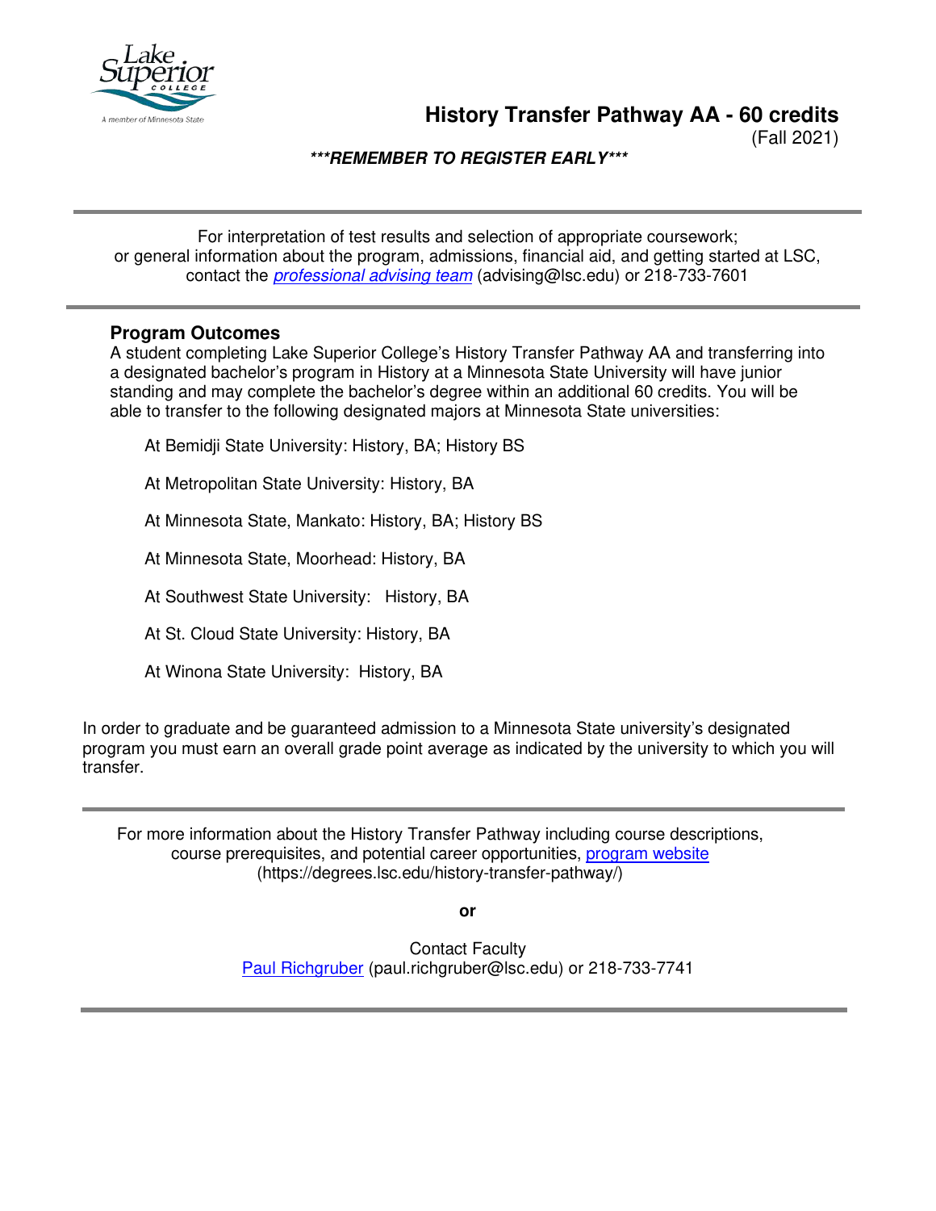# History Transfer Pathway AA - 60 credits

(Fall 2021)

***REMEMBER TO REGISTER EARLY***

---

For interpretation of test results and selection of appropriate coursework; or general information about the program, admissions, financial aid, and getting started at LSC, contact the *professional advising team* (advising@lsc.edu) or 218-733-7601

---

## Program Outcomes

A student completing Lake Superior College's History Transfer Pathway AA and transferring into a designated bachelor's program in History at a Minnesota State University will have junior standing and may complete the bachelor's degree within an additional 60 credits. You will be able to transfer to the following designated majors at Minnesota State universities:

At Bemidji State University: History, BA; History BS

At Metropolitan State University: History, BA

At Minnesota State, Mankato: History, BA; History BS

At Minnesota State, Moorhead: History, BA

At Southwest State University: History, BA

At St. Cloud State University: History, BA

At Winona State University: History, BA

In order to graduate and be guaranteed admission to a Minnesota State university's designated program you must earn an overall grade point average as indicated by the university to which you will transfer.

---

For more information about the History Transfer Pathway including course descriptions, course prerequisites, and potential career opportunities, program website (https://degrees.lsc.edu/history-transfer-pathway/)

**or**

Contact Faculty
Paul Richgruber (paul.richgruber@lsc.edu) or 218-733-7741

---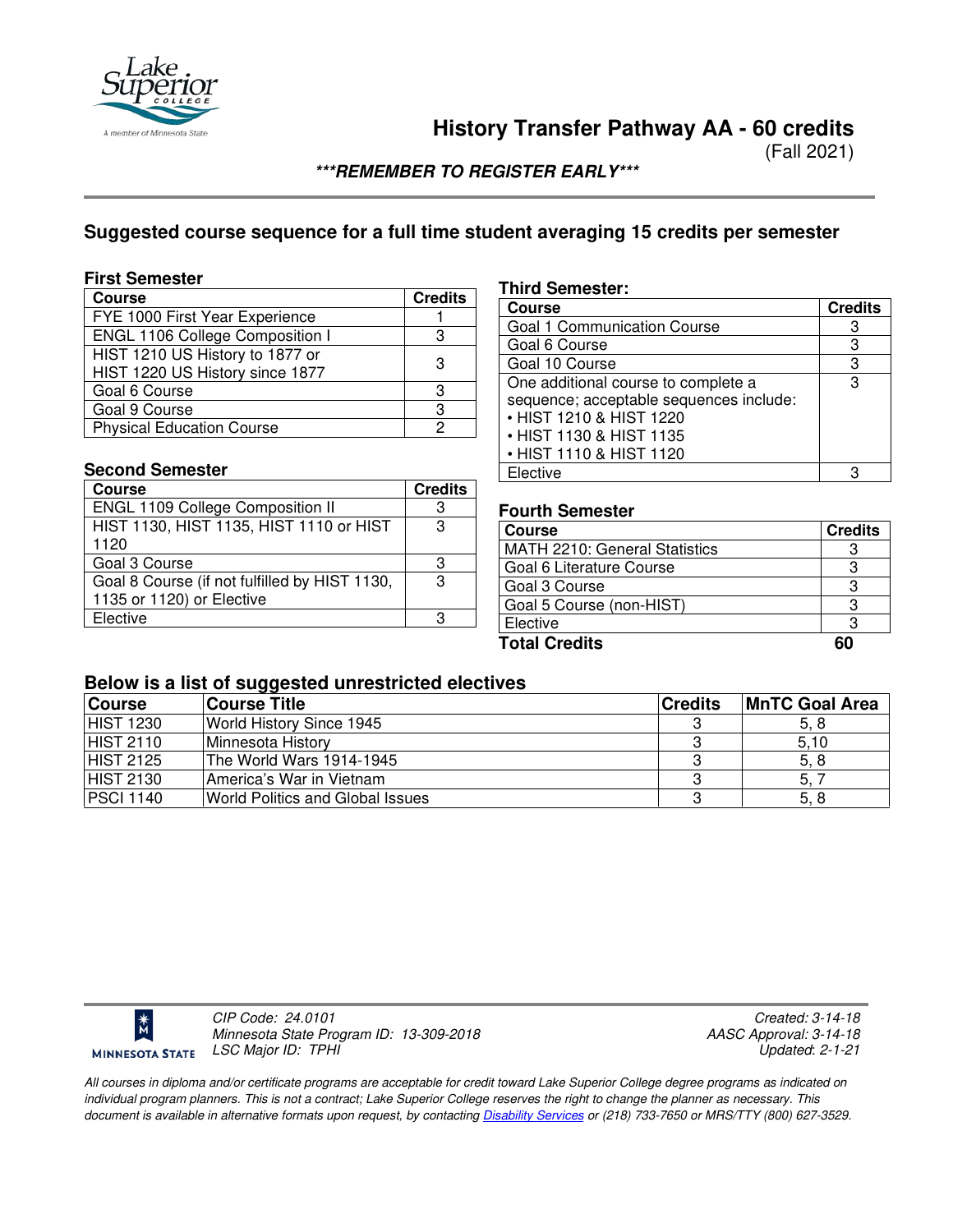# History Transfer Pathway AA - 60 credits

(Fall 2021)

***REMEMBER TO REGISTER EARLY***

## Suggested course sequence for a full time student averaging 15 credits per semester

### First Semester

| Course | Credits |
|---|---|
| FYE 1000 First Year Experience | 1 |
| ENGL 1106 College Composition I | 3 |
| HIST 1210 US History to 1877 or HIST 1220 US History since 1877 | 3 |
| Goal 6 Course | 3 |
| Goal 9 Course | 3 |
| Physical Education Course | 2 |

### Second Semester

| Course | Credits |
|---|---|
| ENGL 1109 College Composition II | 3 |
| HIST 1130, HIST 1135, HIST 1110 or HIST 1120 | 3 |
| Goal 3 Course | 3 |
| Goal 8 Course (if not fulfilled by HIST 1130, 1135 or 1120) or Elective | 3 |
| Elective | 3 |

### Third Semester:

| Course | Credits |
|---|---|
| Goal 1 Communication Course | 3 |
| Goal 6 Course | 3 |
| Goal 10 Course | 3 |
| One additional course to complete a sequence; acceptable sequences include: • HIST 1210 & HIST 1220 • HIST 1130 & HIST 1135 • HIST 1110 & HIST 1120 | 3 |
| Elective | 3 |

### Fourth Semester

| Course | Credits |
|---|---|
| MATH 2210: General Statistics | 3 |
| Goal 6 Literature Course | 3 |
| Goal 3 Course | 3 |
| Goal 5 Course (non-HIST) | 3 |
| Elective | 3 |
| **Total Credits** | **60** |

### Below is a list of suggested unrestricted electives

| Course | Course Title | Credits | MnTC Goal Area |
|---|---|---|---|
| HIST 1230 | World History Since 1945 | 3 | 5, 8 |
| HIST 2110 | Minnesota History | 3 | 5,10 |
| HIST 2125 | The World Wars 1914-1945 | 3 | 5, 8 |
| HIST 2130 | America's War in Vietnam | 3 | 5, 7 |
| PSCI 1140 | World Politics and Global Issues | 3 | 5, 8 |

*CIP Code: 24.0101*
*Minnesota State Program ID: 13-309-2018*
*LSC Major ID: TPHI*

*Created: 3-14-18*
*AASC Approval: 3-14-18*
*Updated: 2-1-21*

*All courses in diploma and/or certificate programs are acceptable for credit toward Lake Superior College degree programs as indicated on individual program planners. This is not a contract; Lake Superior College reserves the right to change the planner as necessary. This document is available in alternative formats upon request, by contacting Disability Services or (218) 733-7650 or MRS/TTY (800) 627-3529.*